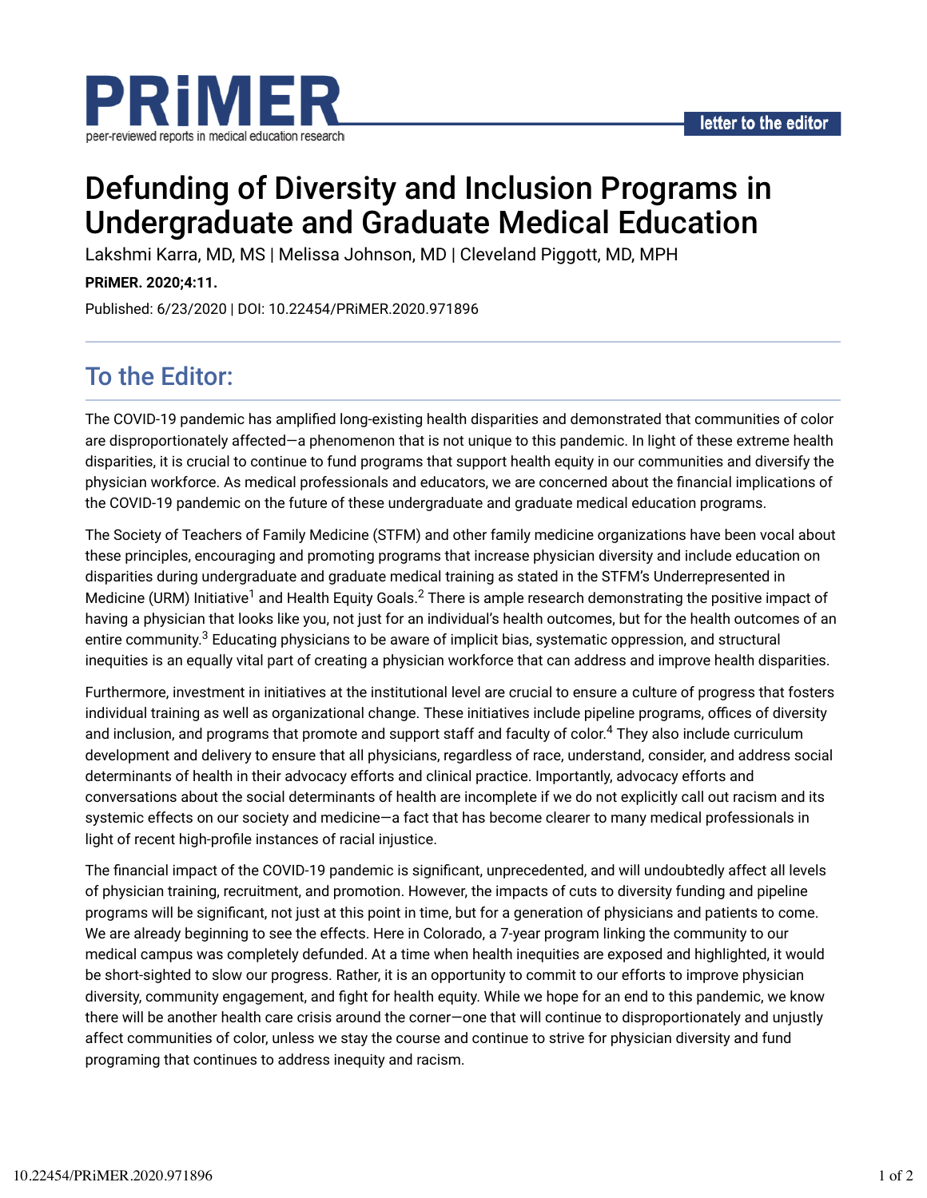# Defunding of Diversity and Inclusion Programs in Undergraduate and Graduate Medical Education

Lakshmi Karra, MD, MS | Melissa Johnson, MD | Cleveland Piggott, MD, MPH

**PRiMER. 2020;4:11.**

Published: 6/23/2020 | DOI: 10.22454/PRiMER.2020.971896

## To the Editor:

The COVID-19 pandemic has amplified long-existing health disparities and demonstrated that communities of color are disproportionately affected—a phenomenon that is not unique to this pandemic. In light of these extreme health disparities, it is crucial to continue to fund programs that support health equity in our communities and diversify the physician workforce. As medical professionals and educators, we are concerned about the financial implications of the COVID-19 pandemic on the future of these undergraduate and graduate medical education programs.

The Society of Teachers of Family Medicine (STFM) and other family medicine organizations have been vocal about these principles, encouraging and promoting programs that increase physician diversity and include education on disparities during undergraduate and graduate medical training as stated in the STFM's Underrepresented in Medicine (URM) Initiative[1] and Health Equity Goals.[2] There is ample research demonstrating the positive impact of having a physician that looks like you, not just for an individual's health outcomes, but for the health outcomes of an entire community.[3] Educating physicians to be aware of implicit bias, systematic oppression, and structural inequities is an equally vital part of creating a physician workforce that can address and improve health disparities.

Furthermore, investment in initiatives at the institutional level are crucial to ensure a culture of progress that fosters individual training as well as organizational change. These initiatives include pipeline programs, offices of diversity and inclusion, and programs that promote and support staff and faculty of color.[4] They also include curriculum development and delivery to ensure that all physicians, regardless of race, understand, consider, and address social determinants of health in their advocacy efforts and clinical practice. Importantly, advocacy efforts and conversations about the social determinants of health are incomplete if we do not explicitly call out racism and its systemic effects on our society and medicine—a fact that has become clearer to many medical professionals in light of recent high-profile instances of racial injustice.

The financial impact of the COVID-19 pandemic is significant, unprecedented, and will undoubtedly affect all levels of physician training, recruitment, and promotion. However, the impacts of cuts to diversity funding and pipeline programs will be significant, not just at this point in time, but for a generation of physicians and patients to come. We are already beginning to see the effects. Here in Colorado, a 7-year program linking the community to our medical campus was completely defunded. At a time when health inequities are exposed and highlighted, it would be short-sighted to slow our progress. Rather, it is an opportunity to commit to our efforts to improve physician diversity, community engagement, and fight for health equity. While we hope for an end to this pandemic, we know there will be another health care crisis around the corner—one that will continue to disproportionately and unjustly affect communities of color, unless we stay the course and continue to strive for physician diversity and fund programing that continues to address inequity and racism.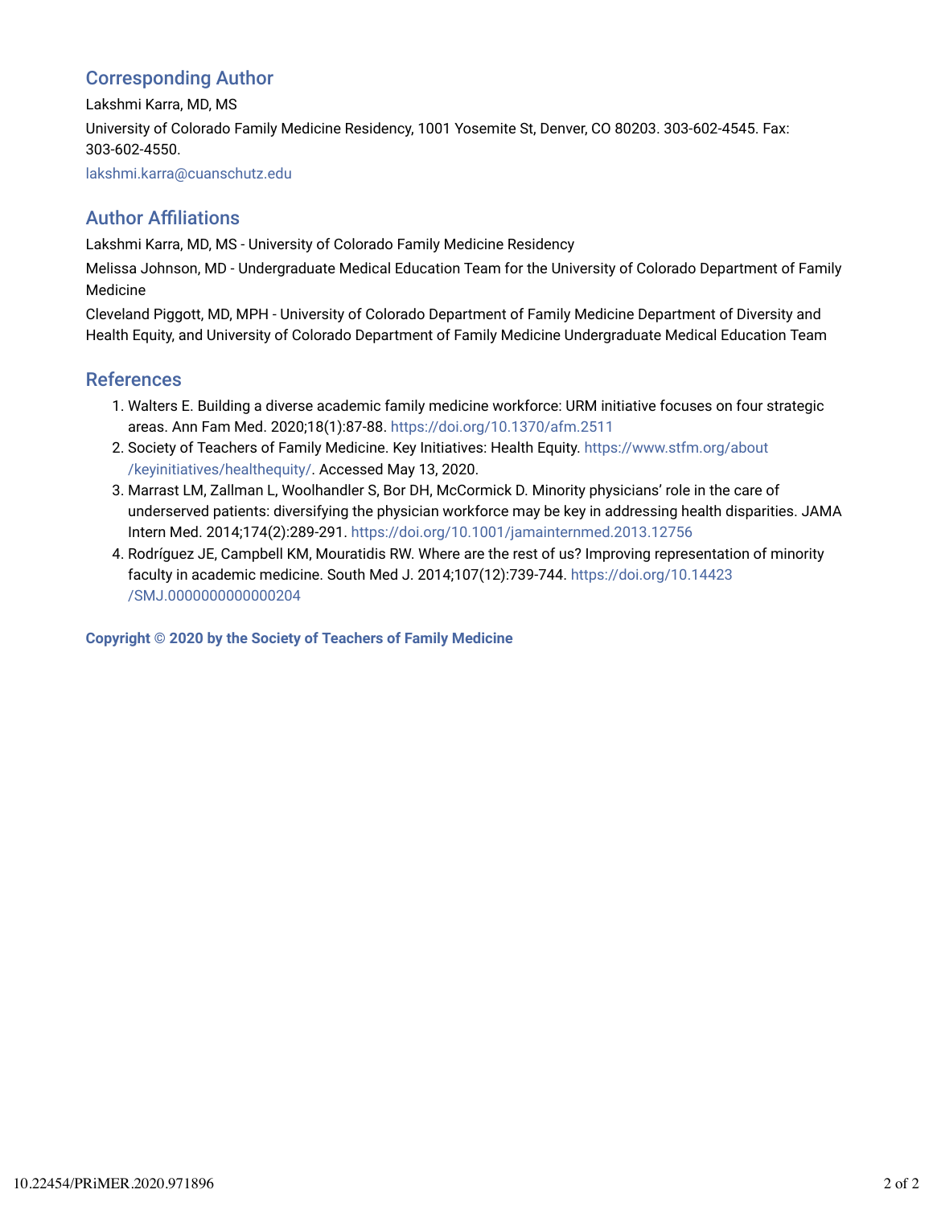## Corresponding Author

Lakshmi Karra, MD, MS

University of Colorado Family Medicine Residency, 1001 Yosemite St, Denver, CO 80203. 303-602-4545. Fax: 303-602-4550.

lakshmi.karra@cuanschutz.edu

## Author Affiliations

Lakshmi Karra, MD, MS - University of Colorado Family Medicine Residency

Melissa Johnson, MD - Undergraduate Medical Education Team for the University of Colorado Department of Family Medicine

Cleveland Piggott, MD, MPH - University of Colorado Department of Family Medicine Department of Diversity and Health Equity, and University of Colorado Department of Family Medicine Undergraduate Medical Education Team

## References

1. Walters E. Building a diverse academic family medicine workforce: URM initiative focuses on four strategic areas. Ann Fam Med. 2020;18(1):87-88. https://doi.org/10.1370/afm.2511
2. Society of Teachers of Family Medicine. Key Initiatives: Health Equity. https://www.stfm.org/about/keyinitiatives/healthequity/. Accessed May 13, 2020.
3. Marrast LM, Zallman L, Woolhandler S, Bor DH, McCormick D. Minority physicians' role in the care of underserved patients: diversifying the physician workforce may be key in addressing health disparities. JAMA Intern Med. 2014;174(2):289-291. https://doi.org/10.1001/jamainternmed.2013.12756
4. Rodríguez JE, Campbell KM, Mouratidis RW. Where are the rest of us? Improving representation of minority faculty in academic medicine. South Med J. 2014;107(12):739-744. https://doi.org/10.14423/SMJ.0000000000000204

**Copyright © 2020 by the Society of Teachers of Family Medicine**